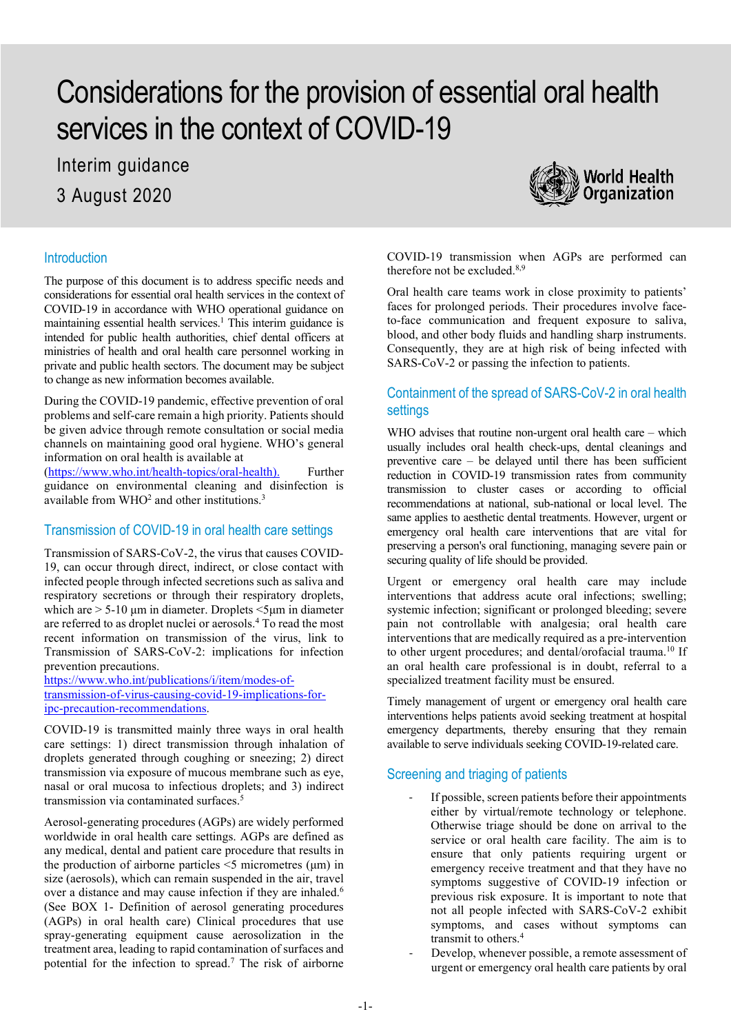# Considerations for the provision of essential oral health services in the context of COVID-19

Interim guidance

3 August 2020

## Introduction

The purpose of this document is to address specific needs and considerations for essential oral health services in the context of COVID-19 in accordance with WHO operational guidance on maintaining essential health services.[1] This interim guidance is intended for public health authorities, chief dental officers at ministries of health and oral health care personnel working in private and public health sectors. The document may be subject to change as new information becomes available.

During the COVID-19 pandemic, effective prevention of oral problems and self-care remain a high priority. Patients should be given advice through remote consultation or social media channels on maintaining good oral hygiene. WHO's general information on oral health is available at (https://www.who.int/health-topics/oral-health). Further guidance on environmental cleaning and disinfection is available from WHO[2] and other institutions.[3]

## Transmission of COVID-19 in oral health care settings

Transmission of SARS-CoV-2, the virus that causes COVID-19, can occur through direct, indirect, or close contact with infected people through infected secretions such as saliva and respiratory secretions or through their respiratory droplets, which are > 5-10 μm in diameter. Droplets <5μm in diameter are referred to as droplet nuclei or aerosols.[4] To read the most recent information on transmission of the virus, link to Transmission of SARS-CoV-2: implications for infection prevention precautions. https://www.who.int/publications/i/item/modes-of-transmission-of-virus-causing-covid-19-implications-for-ipc-precaution-recommendations.

COVID-19 is transmitted mainly three ways in oral health care settings: 1) direct transmission through inhalation of droplets generated through coughing or sneezing; 2) direct transmission via exposure of mucous membrane such as eye, nasal or oral mucosa to infectious droplets; and 3) indirect transmission via contaminated surfaces.[5]

Aerosol-generating procedures (AGPs) are widely performed worldwide in oral health care settings. AGPs are defined as any medical, dental and patient care procedure that results in the production of airborne particles <5 micrometres (μm) in size (aerosols), which can remain suspended in the air, travel over a distance and may cause infection if they are inhaled.[6] (See BOX 1- Definition of aerosol generating procedures (AGPs) in oral health care) Clinical procedures that use spray-generating equipment cause aerosolization in the treatment area, leading to rapid contamination of surfaces and potential for the infection to spread.[7] The risk of airborne COVID-19 transmission when AGPs are performed can therefore not be excluded.[8,9]

Oral health care teams work in close proximity to patients' faces for prolonged periods. Their procedures involve face-to-face communication and frequent exposure to saliva, blood, and other body fluids and handling sharp instruments. Consequently, they are at high risk of being infected with SARS-CoV-2 or passing the infection to patients.

## Containment of the spread of SARS-CoV-2 in oral health settings

WHO advises that routine non-urgent oral health care – which usually includes oral health check-ups, dental cleanings and preventive care – be delayed until there has been sufficient reduction in COVID-19 transmission rates from community transmission to cluster cases or according to official recommendations at national, sub-national or local level. The same applies to aesthetic dental treatments. However, urgent or emergency oral health care interventions that are vital for preserving a person's oral functioning, managing severe pain or securing quality of life should be provided.

Urgent or emergency oral health care may include interventions that address acute oral infections; swelling; systemic infection; significant or prolonged bleeding; severe pain not controllable with analgesia; oral health care interventions that are medically required as a pre-intervention to other urgent procedures; and dental/orofacial trauma.[10] If an oral health care professional is in doubt, referral to a specialized treatment facility must be ensured.

Timely management of urgent or emergency oral health care interventions helps patients avoid seeking treatment at hospital emergency departments, thereby ensuring that they remain available to serve individuals seeking COVID-19-related care.

## Screening and triaging of patients

- If possible, screen patients before their appointments either by virtual/remote technology or telephone. Otherwise triage should be done on arrival to the service or oral health care facility. The aim is to ensure that only patients requiring urgent or emergency receive treatment and that they have no symptoms suggestive of COVID-19 infection or previous risk exposure. It is important to note that not all people infected with SARS-CoV-2 exhibit symptoms, and cases without symptoms can transmit to others.[4]
- Develop, whenever possible, a remote assessment of urgent or emergency oral health care patients by oral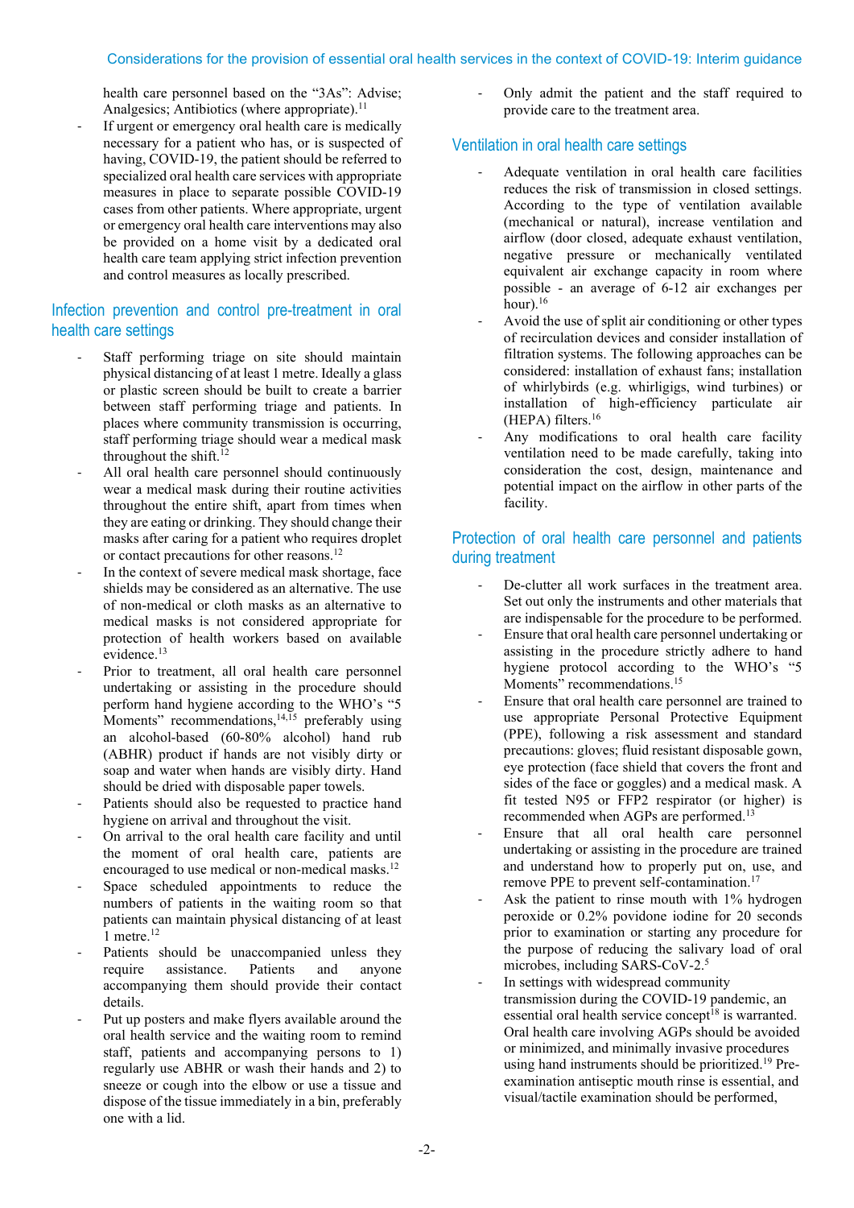health care personnel based on the "3As": Advise; Analgesics; Antibiotics (where appropriate).[11]

- If urgent or emergency oral health care is medically necessary for a patient who has, or is suspected of having, COVID-19, the patient should be referred to specialized oral health care services with appropriate measures in place to separate possible COVID-19 cases from other patients. Where appropriate, urgent or emergency oral health care interventions may also be provided on a home visit by a dedicated oral health care team applying strict infection prevention and control measures as locally prescribed.

## Infection prevention and control pre-treatment in oral health care settings

- Staff performing triage on site should maintain physical distancing of at least 1 metre. Ideally a glass or plastic screen should be built to create a barrier between staff performing triage and patients. In places where community transmission is occurring, staff performing triage should wear a medical mask throughout the shift.[12]
- All oral health care personnel should continuously wear a medical mask during their routine activities throughout the entire shift, apart from times when they are eating or drinking. They should change their masks after caring for a patient who requires droplet or contact precautions for other reasons.[12]
- In the context of severe medical mask shortage, face shields may be considered as an alternative. The use of non-medical or cloth masks as an alternative to medical masks is not considered appropriate for protection of health workers based on available evidence.[13]
- Prior to treatment, all oral health care personnel undertaking or assisting in the procedure should perform hand hygiene according to the WHO's "5 Moments" recommendations,[14,15] preferably using an alcohol-based (60-80% alcohol) hand rub (ABHR) product if hands are not visibly dirty or soap and water when hands are visibly dirty. Hand should be dried with disposable paper towels.
- Patients should also be requested to practice hand hygiene on arrival and throughout the visit.
- On arrival to the oral health care facility and until the moment of oral health care, patients are encouraged to use medical or non-medical masks.[12]
- Space scheduled appointments to reduce the numbers of patients in the waiting room so that patients can maintain physical distancing of at least 1 metre.[12]
- Patients should be unaccompanied unless they require assistance. Patients and anyone accompanying them should provide their contact details.
- Put up posters and make flyers available around the oral health service and the waiting room to remind staff, patients and accompanying persons to 1) regularly use ABHR or wash their hands and 2) to sneeze or cough into the elbow or use a tissue and dispose of the tissue immediately in a bin, preferably one with a lid.
- Only admit the patient and the staff required to provide care to the treatment area.

## Ventilation in oral health care settings

- Adequate ventilation in oral health care facilities reduces the risk of transmission in closed settings. According to the type of ventilation available (mechanical or natural), increase ventilation and airflow (door closed, adequate exhaust ventilation, negative pressure or mechanically ventilated equivalent air exchange capacity in room where possible - an average of 6-12 air exchanges per hour).[16]
- Avoid the use of split air conditioning or other types of recirculation devices and consider installation of filtration systems. The following approaches can be considered: installation of exhaust fans; installation of whirlybirds (e.g. whirligigs, wind turbines) or installation of high-efficiency particulate air (HEPA) filters.[16]
- Any modifications to oral health care facility ventilation need to be made carefully, taking into consideration the cost, design, maintenance and potential impact on the airflow in other parts of the facility.

## Protection of oral health care personnel and patients during treatment

- De-clutter all work surfaces in the treatment area. Set out only the instruments and other materials that are indispensable for the procedure to be performed.
- Ensure that oral health care personnel undertaking or assisting in the procedure strictly adhere to hand hygiene protocol according to the WHO's "5 Moments" recommendations.[15]
- Ensure that oral health care personnel are trained to use appropriate Personal Protective Equipment (PPE), following a risk assessment and standard precautions: gloves; fluid resistant disposable gown, eye protection (face shield that covers the front and sides of the face or goggles) and a medical mask. A fit tested N95 or FFP2 respirator (or higher) is recommended when AGPs are performed.[13]
- Ensure that all oral health care personnel undertaking or assisting in the procedure are trained and understand how to properly put on, use, and remove PPE to prevent self-contamination.[17]
- Ask the patient to rinse mouth with 1% hydrogen peroxide or 0.2% povidone iodine for 20 seconds prior to examination or starting any procedure for the purpose of reducing the salivary load of oral microbes, including SARS-CoV-2.[5]
- In settings with widespread community transmission during the COVID-19 pandemic, an essential oral health service concept[18] is warranted. Oral health care involving AGPs should be avoided or minimized, and minimally invasive procedures using hand instruments should be prioritized.[19] Pre-examination antiseptic mouth rinse is essential, and visual/tactile examination should be performed,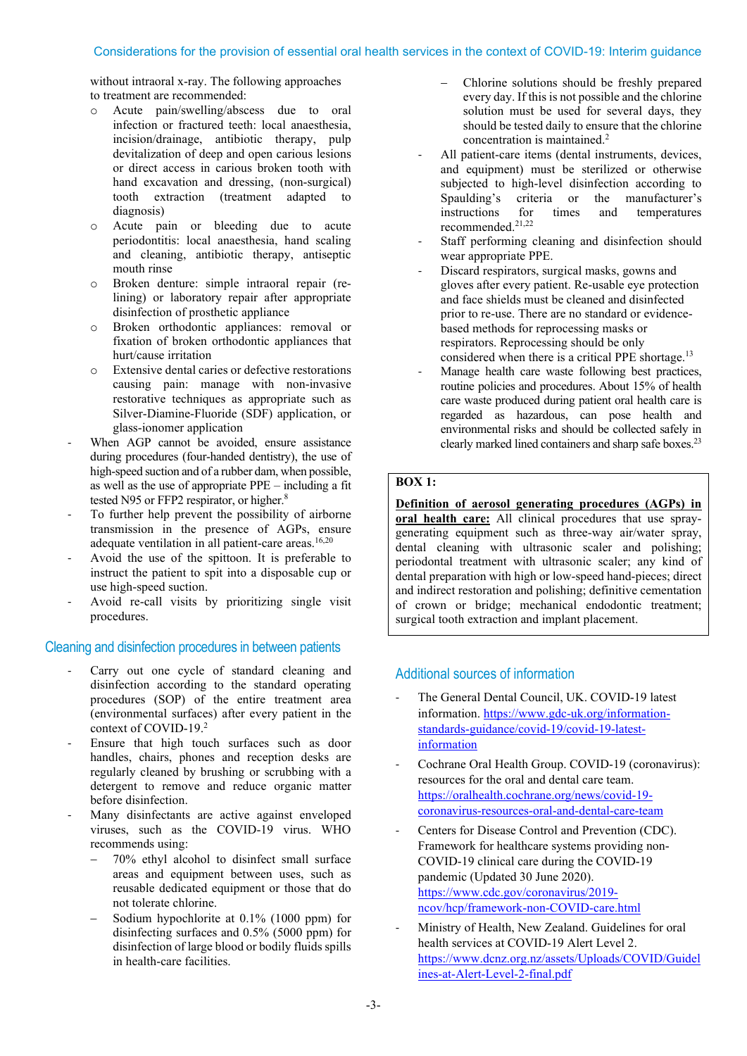without intraoral x-ray. The following approaches to treatment are recommended:

- Acute pain/swelling/abscess due to oral infection or fractured teeth: local anaesthesia, incision/drainage, antibiotic therapy, pulp devitalization of deep and open carious lesions or direct access in carious broken tooth with hand excavation and dressing, (non-surgical) tooth extraction (treatment adapted to diagnosis)
- Acute pain or bleeding due to acute periodontitis: local anaesthesia, hand scaling and cleaning, antibiotic therapy, antiseptic mouth rinse
- Broken denture: simple intraoral repair (re-lining) or laboratory repair after appropriate disinfection of prosthetic appliance
- Broken orthodontic appliances: removal or fixation of broken orthodontic appliances that hurt/cause irritation
- Extensive dental caries or defective restorations causing pain: manage with non-invasive restorative techniques as appropriate such as Silver-Diamine-Fluoride (SDF) application, or glass-ionomer application

- When AGP cannot be avoided, ensure assistance during procedures (four-handed dentistry), the use of high-speed suction and of a rubber dam, when possible, as well as the use of appropriate PPE – including a fit tested N95 or FFP2 respirator, or higher.[8]
- To further help prevent the possibility of airborne transmission in the presence of AGPs, ensure adequate ventilation in all patient-care areas.[16,20]
- Avoid the use of the spittoon. It is preferable to instruct the patient to spit into a disposable cup or use high-speed suction.
- Avoid re-call visits by prioritizing single visit procedures.

## Cleaning and disinfection procedures in between patients

- Carry out one cycle of standard cleaning and disinfection according to the standard operating procedures (SOP) of the entire treatment area (environmental surfaces) after every patient in the context of COVID-19.[2]
- Ensure that high touch surfaces such as door handles, chairs, phones and reception desks are regularly cleaned by brushing or scrubbing with a detergent to remove and reduce organic matter before disinfection.
- Many disinfectants are active against enveloped viruses, such as the COVID-19 virus. WHO recommends using:
  - 70% ethyl alcohol to disinfect small surface areas and equipment between uses, such as reusable dedicated equipment or those that do not tolerate chlorine.
  - Sodium hypochlorite at 0.1% (1000 ppm) for disinfecting surfaces and 0.5% (5000 ppm) for disinfection of large blood or bodily fluids spills in health-care facilities.
  - Chlorine solutions should be freshly prepared every day. If this is not possible and the chlorine solution must be used for several days, they should be tested daily to ensure that the chlorine concentration is maintained.[2]
- All patient-care items (dental instruments, devices, and equipment) must be sterilized or otherwise subjected to high-level disinfection according to Spaulding's criteria or the manufacturer's instructions for times and temperatures recommended.[21,22]
- Staff performing cleaning and disinfection should wear appropriate PPE.
- Discard respirators, surgical masks, gowns and gloves after every patient. Re-usable eye protection and face shields must be cleaned and disinfected prior to re-use. There are no standard or evidence-based methods for reprocessing masks or respirators. Reprocessing should be only considered when there is a critical PPE shortage.[13]
- Manage health care waste following best practices, routine policies and procedures. About 15% of health care waste produced during patient oral health care is regarded as hazardous, can pose health and environmental risks and should be collected safely in clearly marked lined containers and sharp safe boxes.[23]

**BOX 1:**

**Definition of aerosol generating procedures (AGPs) in oral health care:** All clinical procedures that use spray-generating equipment such as three-way air/water spray, dental cleaning with ultrasonic scaler and polishing; periodontal treatment with ultrasonic scaler; any kind of dental preparation with high or low-speed hand-pieces; direct and indirect restoration and polishing; definitive cementation of crown or bridge; mechanical endodontic treatment; surgical tooth extraction and implant placement.

## Additional sources of information

- The General Dental Council, UK. COVID-19 latest information. https://www.gdc-uk.org/information-standards-guidance/covid-19/covid-19-latest-information
- Cochrane Oral Health Group. COVID-19 (coronavirus): resources for the oral and dental care team. https://oralhealth.cochrane.org/news/covid-19-coronavirus-resources-oral-and-dental-care-team
- Centers for Disease Control and Prevention (CDC). Framework for healthcare systems providing non-COVID-19 clinical care during the COVID-19 pandemic (Updated 30 June 2020). https://www.cdc.gov/coronavirus/2019-ncov/hcp/framework-non-COVID-care.html
- Ministry of Health, New Zealand. Guidelines for oral health services at COVID-19 Alert Level 2. https://www.dcnz.org.nz/assets/Uploads/COVID/Guidelines-at-Alert-Level-2-final.pdf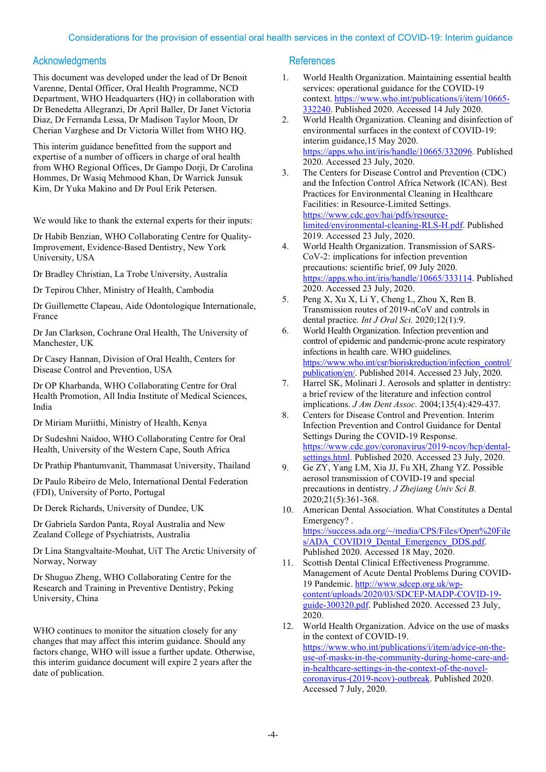## Acknowledgments

This document was developed under the lead of Dr Benoit Varenne, Dental Officer, Oral Health Programme, NCD Department, WHO Headquarters (HQ) in collaboration with Dr Benedetta Allegranzi, Dr April Baller, Dr Janet Victoria Diaz, Dr Fernanda Lessa, Dr Madison Taylor Moon, Dr Cherian Varghese and Dr Victoria Willet from WHO HQ.

This interim guidance benefitted from the support and expertise of a number of officers in charge of oral health from WHO Regional Offices, Dr Gampo Dorji, Dr Carolina Hommes, Dr Wasiq Mehmood Khan, Dr Warrick Junsuk Kim, Dr Yuka Makino and Dr Poul Erik Petersen.

We would like to thank the external experts for their inputs:

Dr Habib Benzian, WHO Collaborating Centre for Quality-Improvement, Evidence-Based Dentistry, New York University, USA

Dr Bradley Christian, La Trobe University, Australia

Dr Tepirou Chher, Ministry of Health, Cambodia

Dr Guillemette Clapeau, Aide Odontologique Internationale, France

Dr Jan Clarkson, Cochrane Oral Health, The University of Manchester, UK

Dr Casey Hannan, Division of Oral Health, Centers for Disease Control and Prevention, USA

Dr OP Kharbanda, WHO Collaborating Centre for Oral Health Promotion, All India Institute of Medical Sciences, India

Dr Miriam Muriithi, Ministry of Health, Kenya

Dr Sudeshni Naidoo, WHO Collaborating Centre for Oral Health, University of the Western Cape, South Africa

Dr Prathip Phantumvanit, Thammasat University, Thailand

Dr Paulo Ribeiro de Melo, International Dental Federation (FDI), University of Porto, Portugal

Dr Derek Richards, University of Dundee, UK

Dr Gabriela Sardon Panta, Royal Australia and New Zealand College of Psychiatrists, Australia

Dr Lina Stangvaltaite-Mouhat, UiT The Arctic University of Norway, Norway

Dr Shuguo Zheng, WHO Collaborating Centre for the Research and Training in Preventive Dentistry, Peking University, China

WHO continues to monitor the situation closely for any changes that may affect this interim guidance. Should any factors change, WHO will issue a further update. Otherwise, this interim guidance document will expire 2 years after the date of publication.

## References

1. World Health Organization. Maintaining essential health services: operational guidance for the COVID-19 context. https://www.who.int/publications/i/item/10665-332240. Published 2020. Accessed 14 July 2020.
2. World Health Organization. Cleaning and disinfection of environmental surfaces in the context of COVID-19: interim guidance,15 May 2020. https://apps.who.int/iris/handle/10665/332096. Published 2020. Accessed 23 July, 2020.
3. The Centers for Disease Control and Prevention (CDC) and the Infection Control Africa Network (ICAN). Best Practices for Environmental Cleaning in Healthcare Facilities: in Resource-Limited Settings. https://www.cdc.gov/hai/pdfs/resource-limited/environmental-cleaning-RLS-H.pdf. Published 2019. Accessed 23 July, 2020.
4. World Health Organization. Transmission of SARS-CoV-2: implications for infection prevention precautions: scientific brief, 09 July 2020. https://apps.who.int/iris/handle/10665/333114. Published 2020. Accessed 23 July, 2020.
5. Peng X, Xu X, Li Y, Cheng L, Zhou X, Ren B. Transmission routes of 2019-nCoV and controls in dental practice. *Int J Oral Sci.* 2020;12(1):9.
6. World Health Organization. Infection prevention and control of epidemic and pandemic-prone acute respiratory infections in health care. WHO guidelines. https://www.who.int/csr/bioriskreduction/infection_control/publication/en/. Published 2014. Accessed 23 July, 2020.
7. Harrel SK, Molinari J. Aerosols and splatter in dentistry: a brief review of the literature and infection control implications. *J Am Dent Assoc.* 2004;135(4):429-437.
8. Centers for Disease Control and Prevention. Interim Infection Prevention and Control Guidance for Dental Settings During the COVID-19 Response. https://www.cdc.gov/coronavirus/2019-ncov/hcp/dental-settings.html. Published 2020. Accessed 23 July, 2020.
9. Ge ZY, Yang LM, Xia JJ, Fu XH, Zhang YZ. Possible aerosol transmission of COVID-19 and special precautions in dentistry. *J Zhejiang Univ Sci B.* 2020;21(5):361-368.
10. American Dental Association. What Constitutes a Dental Emergency? . https://success.ada.org/~/media/CPS/Files/Open%20Files/ADA_COVID19_Dental_Emergency_DDS.pdf. Published 2020. Accessed 18 May, 2020.
11. Scottish Dental Clinical Effectiveness Programme. Management of Acute Dental Problems During COVID-19 Pandemic. http://www.sdcep.org.uk/wp-content/uploads/2020/03/SDCEP-MADP-COVID-19-guide-300320.pdf. Published 2020. Accessed 23 July, 2020.
12. World Health Organization. Advice on the use of masks in the context of COVID-19. https://www.who.int/publications/i/item/advice-on-the-use-of-masks-in-the-community-during-home-care-and-in-healthcare-settings-in-the-context-of-the-novel-coronavirus-(2019-ncov)-outbreak. Published 2020. Accessed 7 July, 2020.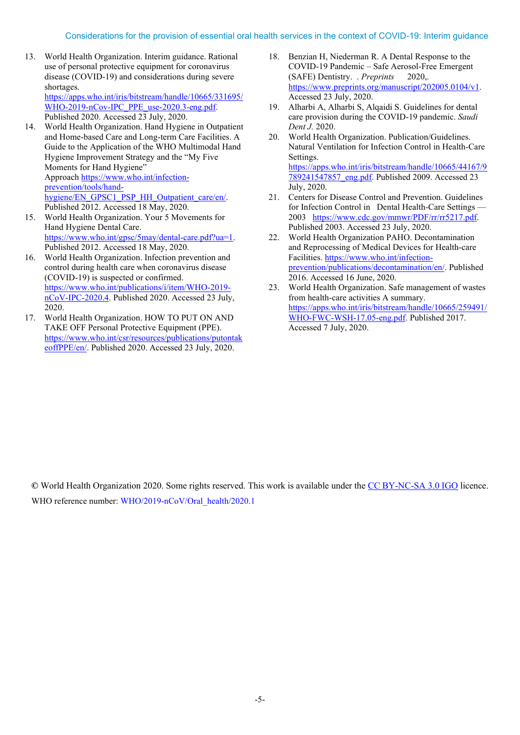13. World Health Organization. Interim guidance. Rational use of personal protective equipment for coronavirus disease (COVID-19) and considerations during severe shortages. https://apps.who.int/iris/bitstream/handle/10665/331695/WHO-2019-nCov-IPC_PPE_use-2020.3-eng.pdf. Published 2020. Accessed 23 July, 2020.
14. World Health Organization. Hand Hygiene in Outpatient and Home-based Care and Long-term Care Facilities. A Guide to the Application of the WHO Multimodal Hand Hygiene Improvement Strategy and the "My Five Moments for Hand Hygiene" Approach https://www.who.int/infection-prevention/tools/hand-hygiene/EN_GPSC1_PSP_HH_Outpatient_care/en/. Published 2012. Accessed 18 May, 2020.
15. World Health Organization. Your 5 Movements for Hand Hygiene Dental Care. https://www.who.int/gpsc/5may/dental-care.pdf?ua=1. Published 2012. Accessed 18 May, 2020.
16. World Health Organization. Infection prevention and control during health care when coronavirus disease (COVID-19) is suspected or confirmed. https://www.who.int/publications/i/item/WHO-2019-nCoV-IPC-2020.4. Published 2020. Accessed 23 July, 2020.
17. World Health Organization. HOW TO PUT ON AND TAKE OFF Personal Protective Equipment (PPE). https://www.who.int/csr/resources/publications/putontakeoffPPE/en/. Published 2020. Accessed 23 July, 2020.
18. Benzian H, Niederman R. A Dental Response to the COVID-19 Pandemic – Safe Aerosol-Free Emergent (SAFE) Dentistry. . *Preprints* 2020,. https://www.preprints.org/manuscript/202005.0104/v1. Accessed 23 July, 2020.
19. Alharbi A, Alharbi S, Alqaidi S. Guidelines for dental care provision during the COVID-19 pandemic. *Saudi Dent J.* 2020.
20. World Health Organization. Publication/Guidelines. Natural Ventilation for Infection Control in Health-Care Settings. https://apps.who.int/iris/bitstream/handle/10665/44167/9789241547857_eng.pdf. Published 2009. Accessed 23 July, 2020.
21. Centers for Disease Control and Prevention. Guidelines for Infection Control in Dental Health-Care Settings — 2003 https://www.cdc.gov/mmwr/PDF/rr/rr5217.pdf. Published 2003. Accessed 23 July, 2020.
22. World Health Organization PAHO. Decontamination and Reprocessing of Medical Devices for Health-care Facilities. https://www.who.int/infection-prevention/publications/decontamination/en/. Published 2016. Accessed 16 June, 2020.
23. World Health Organization. Safe management of wastes from health-care activities A summary. https://apps.who.int/iris/bitstream/handle/10665/259491/WHO-FWC-WSH-17.05-eng.pdf. Published 2017. Accessed 7 July, 2020.

© World Health Organization 2020. Some rights reserved. This work is available under the CC BY-NC-SA 3.0 IGO licence.

WHO reference number: WHO/2019-nCoV/Oral_health/2020.1